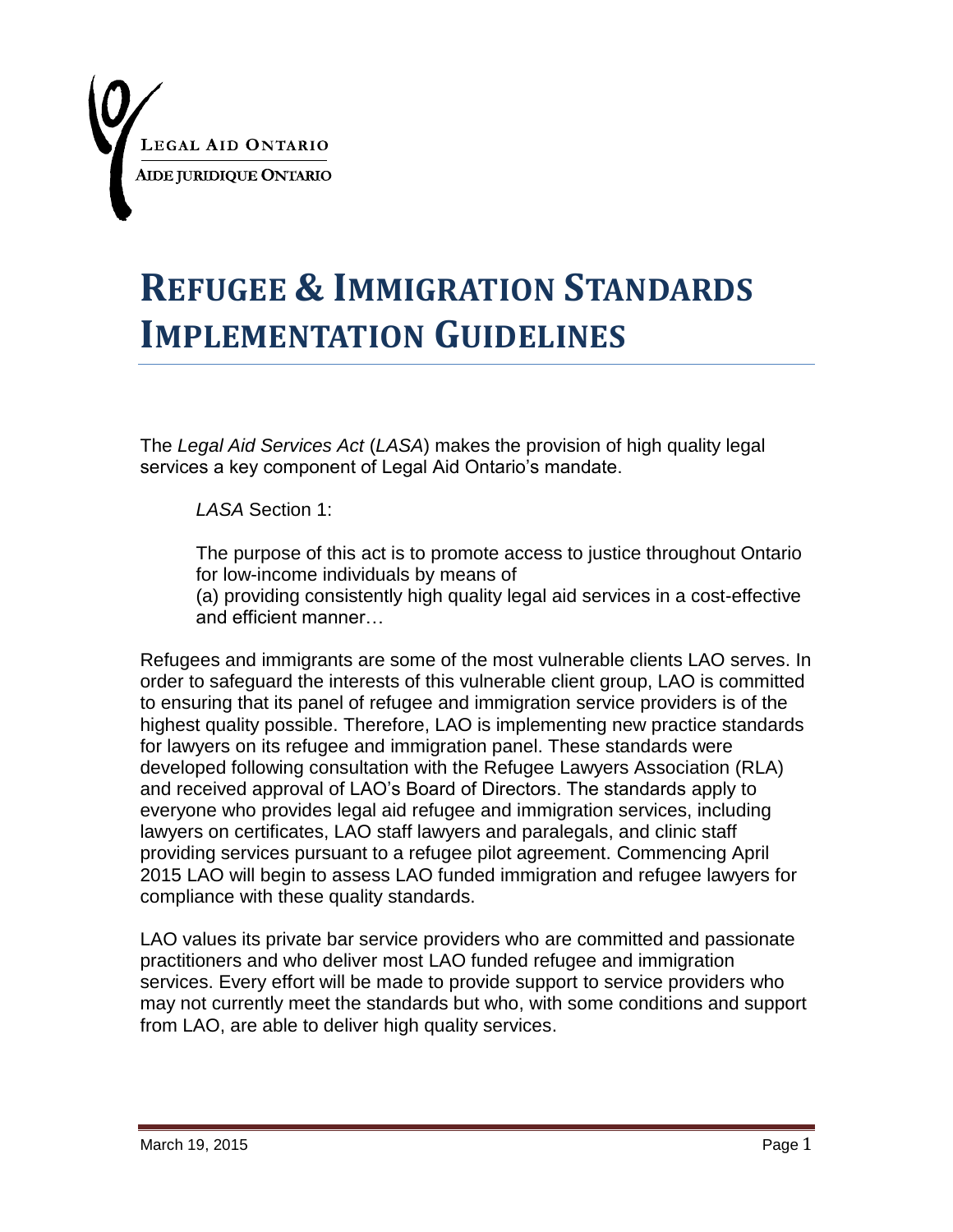Legal Aid Ontario
Aide Juridique Ontario

# Refugee & Immigration Standards Implementation Guidelines

The *Legal Aid Services Act* (*LASA*) makes the provision of high quality legal services a key component of Legal Aid Ontario's mandate.

> *LASA* Section 1:
>
> The purpose of this act is to promote access to justice throughout Ontario for low-income individuals by means of
> (a) providing consistently high quality legal aid services in a cost-effective and efficient manner…

Refugees and immigrants are some of the most vulnerable clients LAO serves. In order to safeguard the interests of this vulnerable client group, LAO is committed to ensuring that its panel of refugee and immigration service providers is of the highest quality possible. Therefore, LAO is implementing new practice standards for lawyers on its refugee and immigration panel. These standards were developed following consultation with the Refugee Lawyers Association (RLA) and received approval of LAO's Board of Directors. The standards apply to everyone who provides legal aid refugee and immigration services, including lawyers on certificates, LAO staff lawyers and paralegals, and clinic staff providing services pursuant to a refugee pilot agreement. Commencing April 2015 LAO will begin to assess LAO funded immigration and refugee lawyers for compliance with these quality standards.

LAO values its private bar service providers who are committed and passionate practitioners and who deliver most LAO funded refugee and immigration services. Every effort will be made to provide support to service providers who may not currently meet the standards but who, with some conditions and support from LAO, are able to deliver high quality services.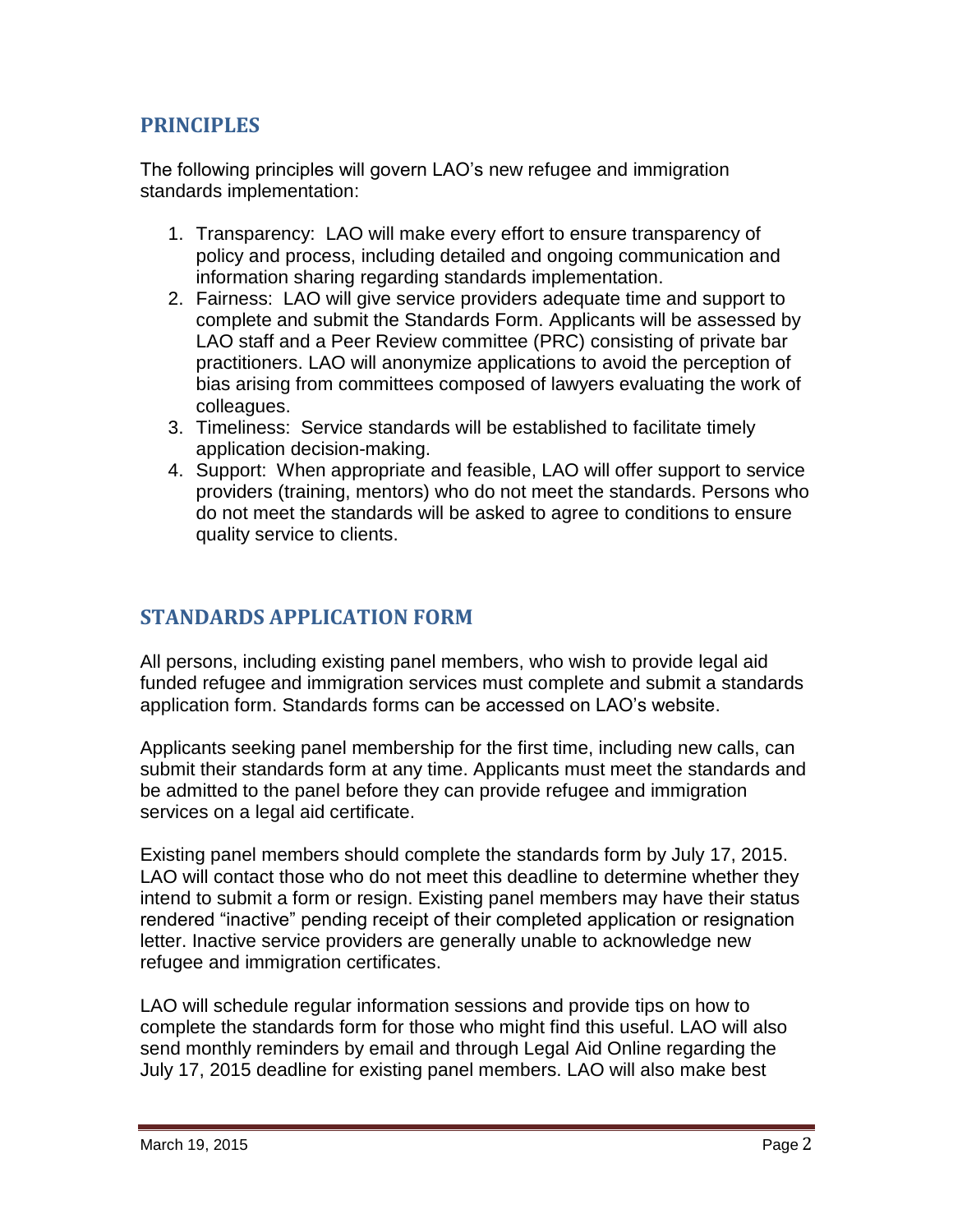## PRINCIPLES

The following principles will govern LAO's new refugee and immigration standards implementation:

1. Transparency: LAO will make every effort to ensure transparency of policy and process, including detailed and ongoing communication and information sharing regarding standards implementation.
2. Fairness: LAO will give service providers adequate time and support to complete and submit the Standards Form. Applicants will be assessed by LAO staff and a Peer Review committee (PRC) consisting of private bar practitioners. LAO will anonymize applications to avoid the perception of bias arising from committees composed of lawyers evaluating the work of colleagues.
3. Timeliness: Service standards will be established to facilitate timely application decision-making.
4. Support: When appropriate and feasible, LAO will offer support to service providers (training, mentors) who do not meet the standards. Persons who do not meet the standards will be asked to agree to conditions to ensure quality service to clients.

## STANDARDS APPLICATION FORM

All persons, including existing panel members, who wish to provide legal aid funded refugee and immigration services must complete and submit a standards application form. Standards forms can be accessed on LAO's website.

Applicants seeking panel membership for the first time, including new calls, can submit their standards form at any time. Applicants must meet the standards and be admitted to the panel before they can provide refugee and immigration services on a legal aid certificate.

Existing panel members should complete the standards form by July 17, 2015. LAO will contact those who do not meet this deadline to determine whether they intend to submit a form or resign. Existing panel members may have their status rendered "inactive" pending receipt of their completed application or resignation letter. Inactive service providers are generally unable to acknowledge new refugee and immigration certificates.

LAO will schedule regular information sessions and provide tips on how to complete the standards form for those who might find this useful. LAO will also send monthly reminders by email and through Legal Aid Online regarding the July 17, 2015 deadline for existing panel members. LAO will also make best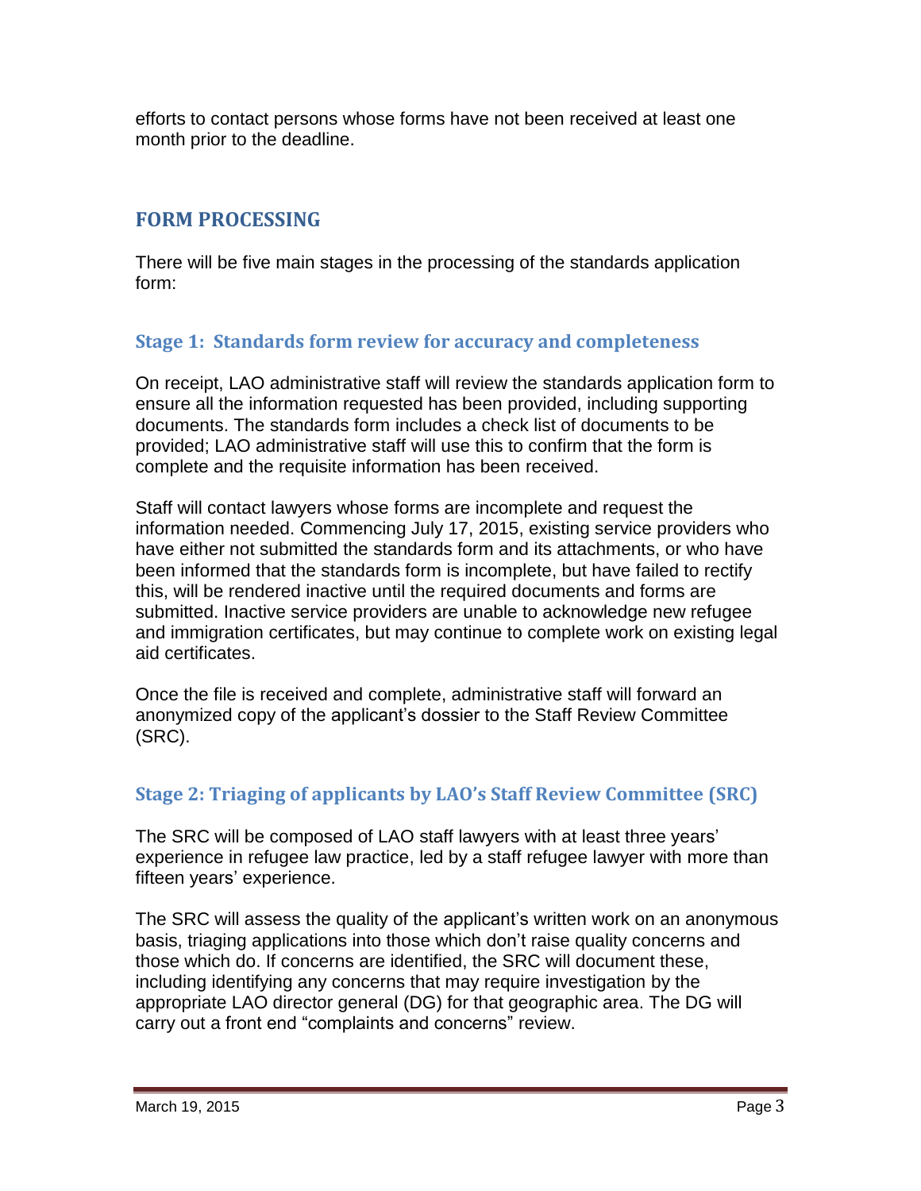efforts to contact persons whose forms have not been received at least one month prior to the deadline.

## FORM PROCESSING

There will be five main stages in the processing of the standards application form:

### Stage 1: Standards form review for accuracy and completeness

On receipt, LAO administrative staff will review the standards application form to ensure all the information requested has been provided, including supporting documents. The standards form includes a check list of documents to be provided; LAO administrative staff will use this to confirm that the form is complete and the requisite information has been received.

Staff will contact lawyers whose forms are incomplete and request the information needed. Commencing July 17, 2015, existing service providers who have either not submitted the standards form and its attachments, or who have been informed that the standards form is incomplete, but have failed to rectify this, will be rendered inactive until the required documents and forms are submitted. Inactive service providers are unable to acknowledge new refugee and immigration certificates, but may continue to complete work on existing legal aid certificates.

Once the file is received and complete, administrative staff will forward an anonymized copy of the applicant's dossier to the Staff Review Committee (SRC).

### Stage 2: Triaging of applicants by LAO's Staff Review Committee (SRC)

The SRC will be composed of LAO staff lawyers with at least three years' experience in refugee law practice, led by a staff refugee lawyer with more than fifteen years' experience.

The SRC will assess the quality of the applicant's written work on an anonymous basis, triaging applications into those which don't raise quality concerns and those which do. If concerns are identified, the SRC will document these, including identifying any concerns that may require investigation by the appropriate LAO director general (DG) for that geographic area. The DG will carry out a front end "complaints and concerns" review.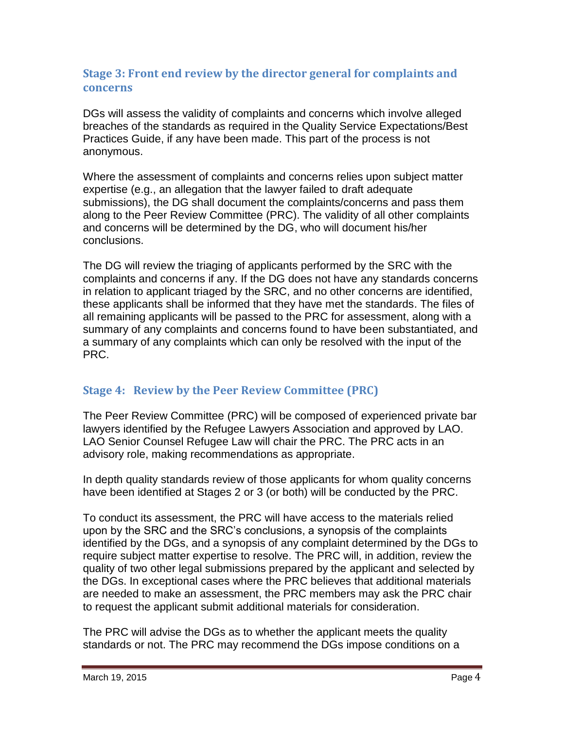## Stage 3: Front end review by the director general for complaints and concerns

DGs will assess the validity of complaints and concerns which involve alleged breaches of the standards as required in the Quality Service Expectations/Best Practices Guide, if any have been made. This part of the process is not anonymous.

Where the assessment of complaints and concerns relies upon subject matter expertise (e.g., an allegation that the lawyer failed to draft adequate submissions), the DG shall document the complaints/concerns and pass them along to the Peer Review Committee (PRC). The validity of all other complaints and concerns will be determined by the DG, who will document his/her conclusions.

The DG will review the triaging of applicants performed by the SRC with the complaints and concerns if any. If the DG does not have any standards concerns in relation to applicant triaged by the SRC, and no other concerns are identified, these applicants shall be informed that they have met the standards. The files of all remaining applicants will be passed to the PRC for assessment, along with a summary of any complaints and concerns found to have been substantiated, and a summary of any complaints which can only be resolved with the input of the PRC.

## Stage 4: Review by the Peer Review Committee (PRC)

The Peer Review Committee (PRC) will be composed of experienced private bar lawyers identified by the Refugee Lawyers Association and approved by LAO. LAO Senior Counsel Refugee Law will chair the PRC. The PRC acts in an advisory role, making recommendations as appropriate.

In depth quality standards review of those applicants for whom quality concerns have been identified at Stages 2 or 3 (or both) will be conducted by the PRC.

To conduct its assessment, the PRC will have access to the materials relied upon by the SRC and the SRC's conclusions, a synopsis of the complaints identified by the DGs, and a synopsis of any complaint determined by the DGs to require subject matter expertise to resolve. The PRC will, in addition, review the quality of two other legal submissions prepared by the applicant and selected by the DGs. In exceptional cases where the PRC believes that additional materials are needed to make an assessment, the PRC members may ask the PRC chair to request the applicant submit additional materials for consideration.

The PRC will advise the DGs as to whether the applicant meets the quality standards or not. The PRC may recommend the DGs impose conditions on a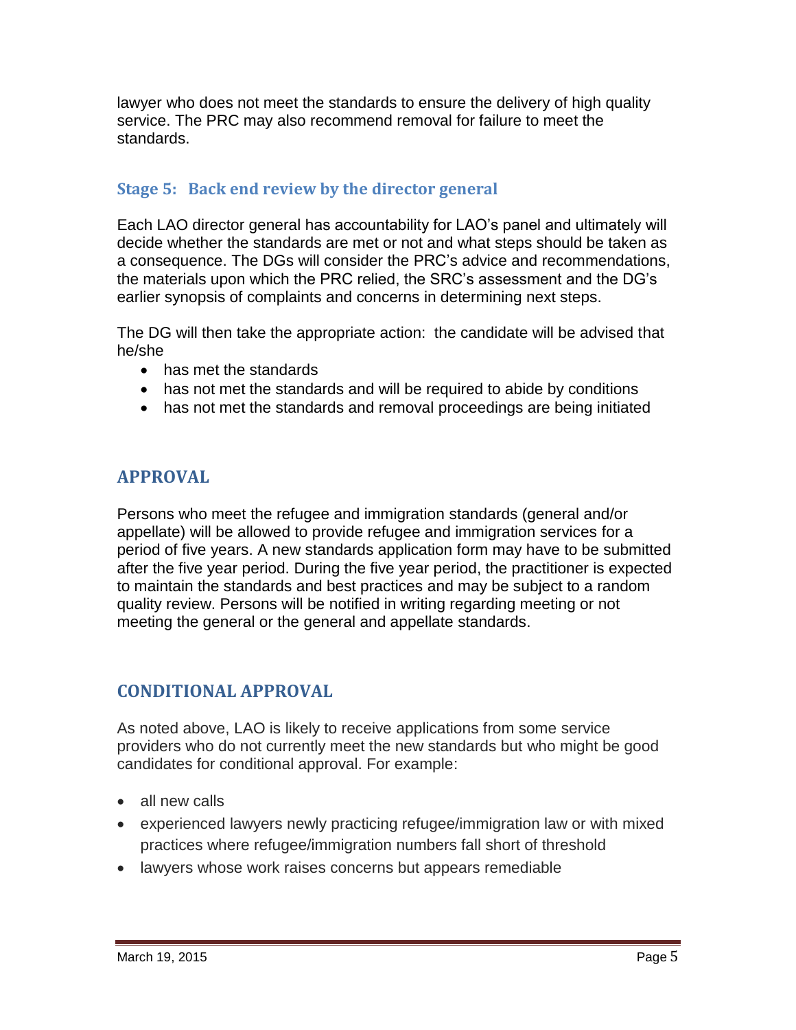lawyer who does not meet the standards to ensure the delivery of high quality service. The PRC may also recommend removal for failure to meet the standards.

### Stage 5: Back end review by the director general

Each LAO director general has accountability for LAO's panel and ultimately will decide whether the standards are met or not and what steps should be taken as a consequence. The DGs will consider the PRC's advice and recommendations, the materials upon which the PRC relied, the SRC's assessment and the DG's earlier synopsis of complaints and concerns in determining next steps.

The DG will then take the appropriate action: the candidate will be advised that he/she

- has met the standards
- has not met the standards and will be required to abide by conditions
- has not met the standards and removal proceedings are being initiated

## APPROVAL

Persons who meet the refugee and immigration standards (general and/or appellate) will be allowed to provide refugee and immigration services for a period of five years. A new standards application form may have to be submitted after the five year period. During the five year period, the practitioner is expected to maintain the standards and best practices and may be subject to a random quality review. Persons will be notified in writing regarding meeting or not meeting the general or the general and appellate standards.

## CONDITIONAL APPROVAL

As noted above, LAO is likely to receive applications from some service providers who do not currently meet the new standards but who might be good candidates for conditional approval. For example:

- all new calls
- experienced lawyers newly practicing refugee/immigration law or with mixed practices where refugee/immigration numbers fall short of threshold
- lawyers whose work raises concerns but appears remediable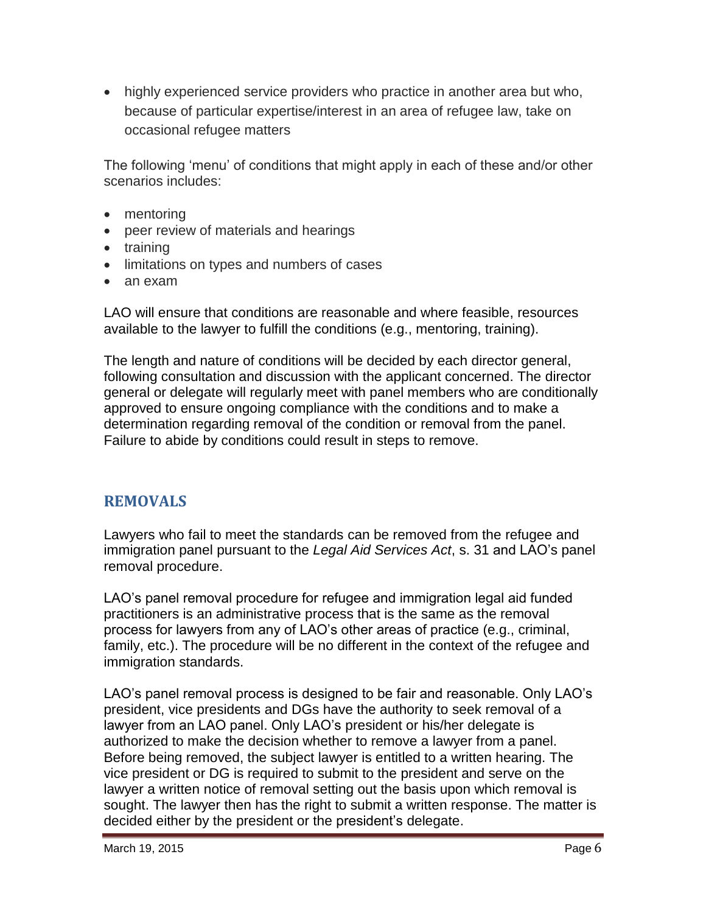- highly experienced service providers who practice in another area but who, because of particular expertise/interest in an area of refugee law, take on occasional refugee matters

The following 'menu' of conditions that might apply in each of these and/or other scenarios includes:

- mentoring
- peer review of materials and hearings
- training
- limitations on types and numbers of cases
- an exam

LAO will ensure that conditions are reasonable and where feasible, resources available to the lawyer to fulfill the conditions (e.g., mentoring, training).

The length and nature of conditions will be decided by each director general, following consultation and discussion with the applicant concerned. The director general or delegate will regularly meet with panel members who are conditionally approved to ensure ongoing compliance with the conditions and to make a determination regarding removal of the condition or removal from the panel. Failure to abide by conditions could result in steps to remove.

## REMOVALS

Lawyers who fail to meet the standards can be removed from the refugee and immigration panel pursuant to the *Legal Aid Services Act*, s. 31 and LAO's panel removal procedure.

LAO's panel removal procedure for refugee and immigration legal aid funded practitioners is an administrative process that is the same as the removal process for lawyers from any of LAO's other areas of practice (e.g., criminal, family, etc.). The procedure will be no different in the context of the refugee and immigration standards.

LAO's panel removal process is designed to be fair and reasonable. Only LAO's president, vice presidents and DGs have the authority to seek removal of a lawyer from an LAO panel. Only LAO's president or his/her delegate is authorized to make the decision whether to remove a lawyer from a panel. Before being removed, the subject lawyer is entitled to a written hearing. The vice president or DG is required to submit to the president and serve on the lawyer a written notice of removal setting out the basis upon which removal is sought. The lawyer then has the right to submit a written response. The matter is decided either by the president or the president's delegate.